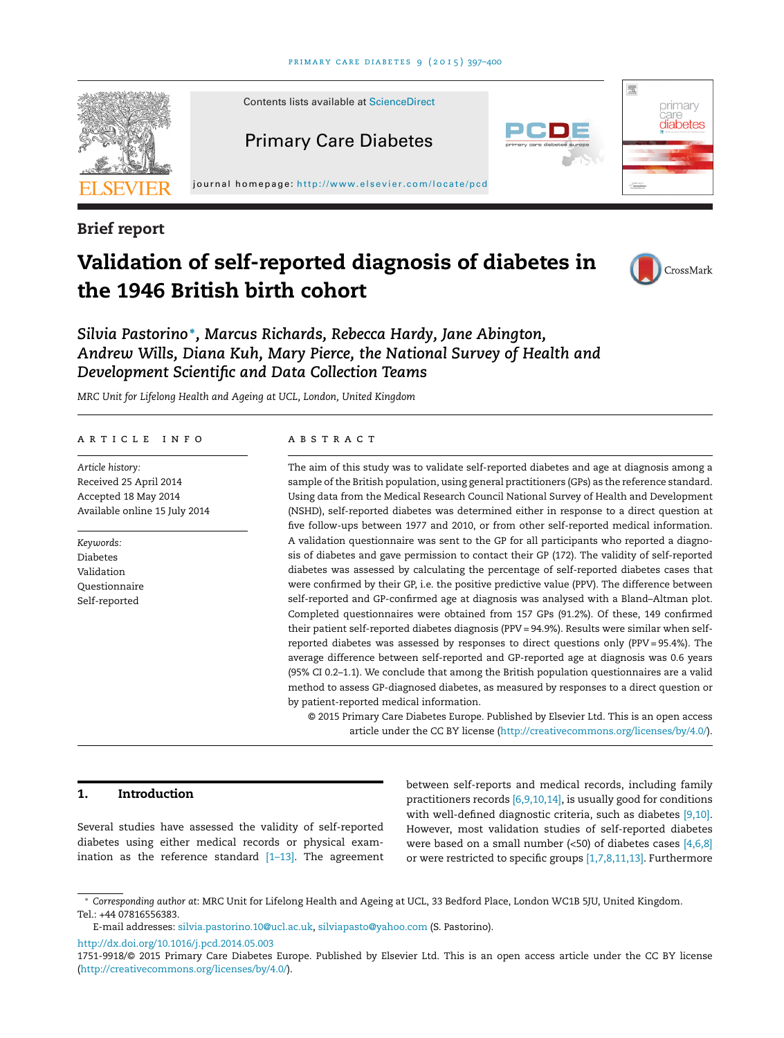Contents lists available at ScienceDirect

Primary Care Diabetes

journal homepage: http://www.elsevier.com/locate/pcd

Brief report

# Validation of self-reported diagnosis of diabetes in the 1946 British birth cohort

*Silvia Pastorino*, Marcus Richards, Rebecca Hardy, Jane Abington, Andrew Wills, Diana Kuh, Mary Pierce, the National Survey of Health and Development Scientific and Data Collection Teams*

*MRC Unit for Lifelong Health and Ageing at UCL, London, United Kingdom*

**ARTICLE INFO**

*Article history:*
Received 25 April 2014
Accepted 18 May 2014
Available online 15 July 2014

*Keywords:*
Diabetes
Validation
Questionnaire
Self-reported

**ABSTRACT**

The aim of this study was to validate self-reported diabetes and age at diagnosis among a sample of the British population, using general practitioners (GPs) as the reference standard. Using data from the Medical Research Council National Survey of Health and Development (NSHD), self-reported diabetes was determined either in response to a direct question at five follow-ups between 1977 and 2010, or from other self-reported medical information. A validation questionnaire was sent to the GP for all participants who reported a diagnosis of diabetes and gave permission to contact their GP (172). The validity of self-reported diabetes was assessed by calculating the percentage of self-reported diabetes cases that were confirmed by their GP, i.e. the positive predictive value (PPV). The difference between self-reported and GP-confirmed age at diagnosis was analysed with a Bland–Altman plot. Completed questionnaires were obtained from 157 GPs (91.2%). Of these, 149 confirmed their patient self-reported diabetes diagnosis (PPV = 94.9%). Results were similar when self-reported diabetes was assessed by responses to direct questions only (PPV = 95.4%). The average difference between self-reported and GP-reported age at diagnosis was 0.6 years (95% CI 0.2–1.1). We conclude that among the British population questionnaires are a valid method to assess GP-diagnosed diabetes, as measured by responses to a direct question or by patient-reported medical information.

© 2015 Primary Care Diabetes Europe. Published by Elsevier Ltd. This is an open access article under the CC BY license (http://creativecommons.org/licenses/by/4.0/).

## 1. Introduction

Several studies have assessed the validity of self-reported diabetes using either medical records or physical examination as the reference standard [1–13]. The agreement between self-reports and medical records, including family practitioners records [6,9,10,14], is usually good for conditions with well-defined diagnostic criteria, such as diabetes [9,10]. However, most validation studies of self-reported diabetes were based on a small number (<50) of diabetes cases [4,6,8] or were restricted to specific groups [1,7,8,11,13]. Furthermore

\* *Corresponding author at:* MRC Unit for Lifelong Health and Ageing at UCL, 33 Bedford Place, London WC1B 5JU, United Kingdom. Tel.: +44 07816556383.
E-mail addresses: silvia.pastorino.10@ucl.ac.uk, silviapasto@yahoo.com (S. Pastorino).

http://dx.doi.org/10.1016/j.pcd.2014.05.003
1751-9918/© 2015 Primary Care Diabetes Europe. Published by Elsevier Ltd. This is an open access article under the CC BY license (http://creativecommons.org/licenses/by/4.0/).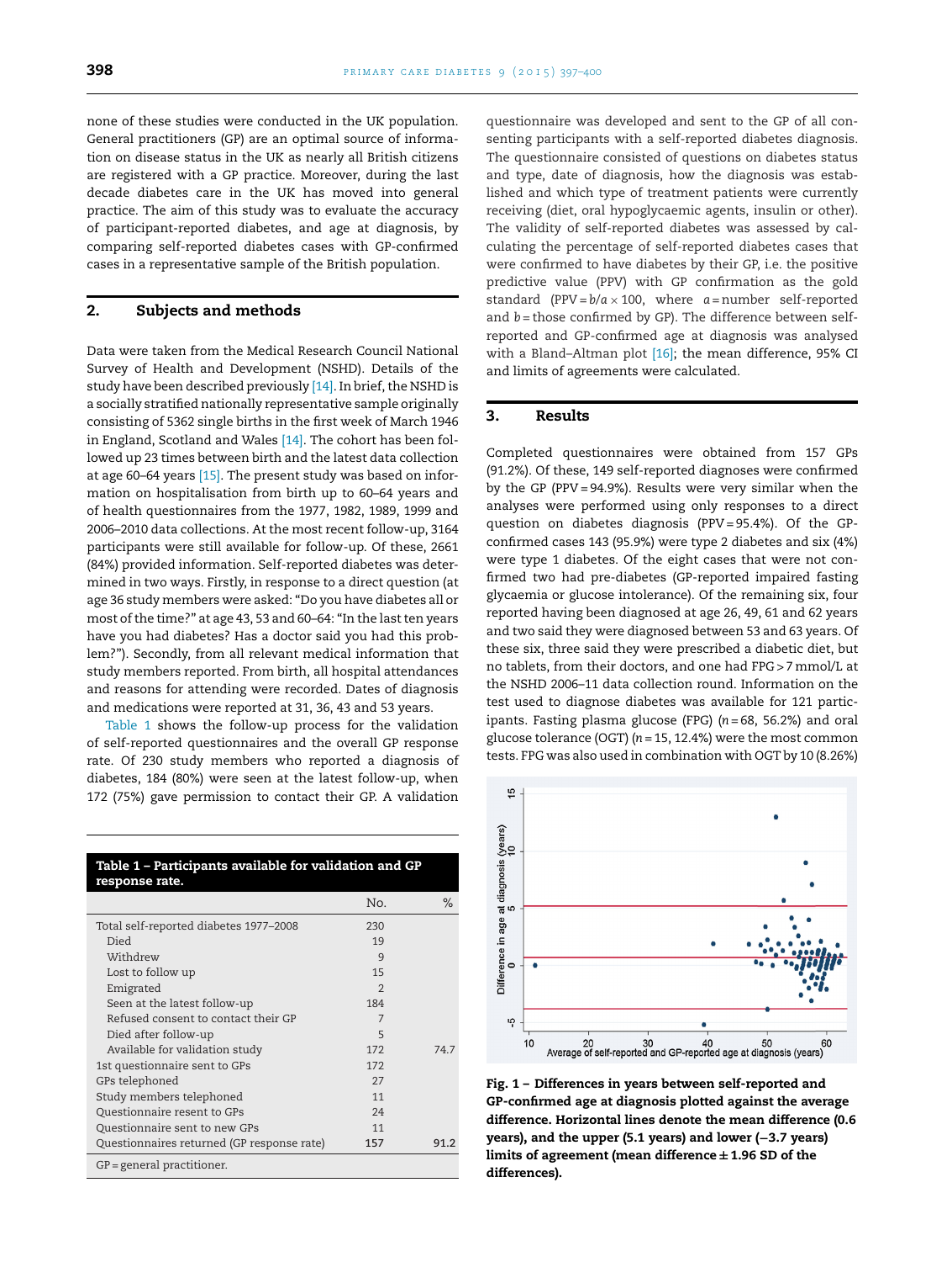none of these studies were conducted in the UK population. General practitioners (GP) are an optimal source of information on disease status in the UK as nearly all British citizens are registered with a GP practice. Moreover, during the last decade diabetes care in the UK has moved into general practice. The aim of this study was to evaluate the accuracy of participant-reported diabetes, and age at diagnosis, by comparing self-reported diabetes cases with GP-confirmed cases in a representative sample of the British population.

## 2. Subjects and methods

Data were taken from the Medical Research Council National Survey of Health and Development (NSHD). Details of the study have been described previously [14]. In brief, the NSHD is a socially stratified nationally representative sample originally consisting of 5362 single births in the first week of March 1946 in England, Scotland and Wales [14]. The cohort has been followed up 23 times between birth and the latest data collection at age 60–64 years [15]. The present study was based on information on hospitalisation from birth up to 60–64 years and of health questionnaires from the 1977, 1982, 1989, 1999 and 2006–2010 data collections. At the most recent follow-up, 3164 participants were still available for follow-up. Of these, 2661 (84%) provided information. Self-reported diabetes was determined in two ways. Firstly, in response to a direct question (at age 36 study members were asked: "Do you have diabetes all or most of the time?" at age 43, 53 and 60–64: "In the last ten years have you had diabetes? Has a doctor said you had this problem?"). Secondly, from all relevant medical information that study members reported. From birth, all hospital attendances and reasons for attending were recorded. Dates of diagnosis and medications were reported at 31, 36, 43 and 53 years.

Table 1 shows the follow-up process for the validation of self-reported questionnaires and the overall GP response rate. Of 230 study members who reported a diagnosis of diabetes, 184 (80%) were seen at the latest follow-up, when 172 (75%) gave permission to contact their GP. A validation questionnaire was developed and sent to the GP of all consenting participants with a self-reported diabetes diagnosis. The questionnaire consisted of questions on diabetes status and type, date of diagnosis, how the diagnosis was established and which type of treatment patients were currently receiving (diet, oral hypoglycaemic agents, insulin or other). The validity of self-reported diabetes was assessed by calculating the percentage of self-reported diabetes cases that were confirmed to have diabetes by their GP, i.e. the positive predictive value (PPV) with GP confirmation as the gold standard ($PPV = b/a \times 100$, where $a$ = number self-reported and $b$ = those confirmed by GP). The difference between self-reported and GP-confirmed age at diagnosis was analysed with a Bland–Altman plot [16]; the mean difference, 95% CI and limits of agreements were calculated.

**Table 1 – Participants available for validation and GP response rate.**

| | No. | % |
|---|---|---|
| Total self-reported diabetes 1977–2008 | 230 | |
| Died | 19 | |
| Withdrew | 9 | |
| Lost to follow up | 15 | |
| Emigrated | 2 | |
| Seen at the latest follow-up | 184 | |
| Refused consent to contact their GP | 7 | |
| Died after follow-up | 5 | |
| Available for validation study | 172 | 74.7 |
| 1st questionnaire sent to GPs | 172 | |
| GPs telephoned | 27 | |
| Study members telephoned | 11 | |
| Questionnaire resent to GPs | 24 | |
| Questionnaire sent to new GPs | 11 | |
| Questionnaires returned (GP response rate) | **157** | **91.2** |

GP = general practitioner.

## 3. Results

Completed questionnaires were obtained from 157 GPs (91.2%). Of these, 149 self-reported diagnoses were confirmed by the GP (PPV = 94.9%). Results were very similar when the analyses were performed using only responses to a direct question on diabetes diagnosis (PPV = 95.4%). Of the GP-confirmed cases 143 (95.9%) were type 2 diabetes and six (4%) were type 1 diabetes. Of the eight cases that were not confirmed two had pre-diabetes (GP-reported impaired fasting glycaemia or glucose intolerance). Of the remaining six, four reported having been diagnosed at age 26, 49, 61 and 62 years and two said they were diagnosed between 53 and 63 years. Of these six, three said they were prescribed a diabetic diet, but no tablets, from their doctors, and one had FPG > 7 mmol/L at the NSHD 2006–11 data collection round. Information on the test used to diagnose diabetes was available for 121 participants. Fasting plasma glucose (FPG) ($n$ = 68, 56.2%) and oral glucose tolerance (OGT) ($n$ = 15, 12.4%) were the most common tests. FPG was also used in combination with OGT by 10 (8.26%)

Difference in age at diagnosis (years)
15
10
5
0
-5
10 20 30 40 50 60
Average of self-reported and GP-reported age at diagnosis (years)

**Fig. 1 – Differences in years between self-reported and GP-confirmed age at diagnosis plotted against the average difference. Horizontal lines denote the mean difference (0.6 years), and the upper (5.1 years) and lower (−3.7 years) limits of agreement (mean difference ± 1.96 SD of the differences).**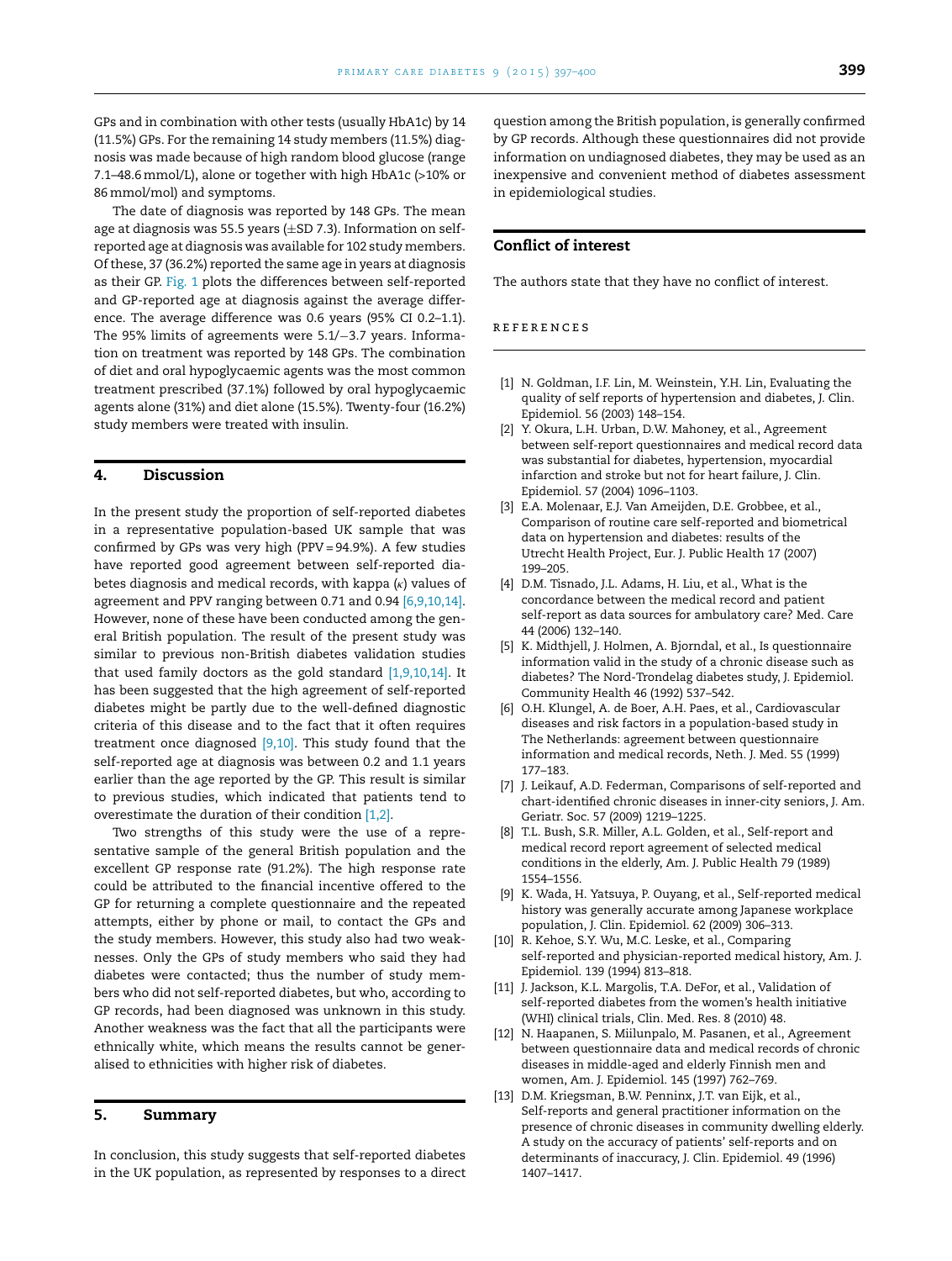GPs and in combination with other tests (usually HbA1c) by 14 (11.5%) GPs. For the remaining 14 study members (11.5%) diagnosis was made because of high random blood glucose (range 7.1–48.6 mmol/L), alone or together with high HbA1c (>10% or 86 mmol/mol) and symptoms.

The date of diagnosis was reported by 148 GPs. The mean age at diagnosis was 55.5 years (±SD 7.3). Information on self-reported age at diagnosis was available for 102 study members. Of these, 37 (36.2%) reported the same age in years at diagnosis as their GP. Fig. 1 plots the differences between self-reported and GP-reported age at diagnosis against the average difference. The average difference was 0.6 years (95% CI 0.2–1.1). The 95% limits of agreements were 5.1/−3.7 years. Information on treatment was reported by 148 GPs. The combination of diet and oral hypoglycaemic agents was the most common treatment prescribed (37.1%) followed by oral hypoglycaemic agents alone (31%) and diet alone (15.5%). Twenty-four (16.2%) study members were treated with insulin.

## 4. Discussion

In the present study the proportion of self-reported diabetes in a representative population-based UK sample that was confirmed by GPs was very high (PPV = 94.9%). A few studies have reported good agreement between self-reported diabetes diagnosis and medical records, with kappa ($\kappa$) values of agreement and PPV ranging between 0.71 and 0.94 [6,9,10,14]. However, none of these have been conducted among the general British population. The result of the present study was similar to previous non-British diabetes validation studies that used family doctors as the gold standard [1,9,10,14]. It has been suggested that the high agreement of self-reported diabetes might be partly due to the well-defined diagnostic criteria of this disease and to the fact that it often requires treatment once diagnosed [9,10]. This study found that the self-reported age at diagnosis was between 0.2 and 1.1 years earlier than the age reported by the GP. This result is similar to previous studies, which indicated that patients tend to overestimate the duration of their condition [1,2].

Two strengths of this study were the use of a representative sample of the general British population and the excellent GP response rate (91.2%). The high response rate could be attributed to the financial incentive offered to the GP for returning a complete questionnaire and the repeated attempts, either by phone or mail, to contact the GPs and the study members. However, this study also had two weaknesses. Only the GPs of study members who said they had diabetes were contacted; thus the number of study members who did not self-reported diabetes, but who, according to GP records, had been diagnosed was unknown in this study. Another weakness was the fact that all the participants were ethnically white, which means the results cannot be generalised to ethnicities with higher risk of diabetes.

## 5. Summary

In conclusion, this study suggests that self-reported diabetes in the UK population, as represented by responses to a direct question among the British population, is generally confirmed by GP records. Although these questionnaires did not provide information on undiagnosed diabetes, they may be used as an inexpensive and convenient method of diabetes assessment in epidemiological studies.

## Conflict of interest

The authors state that they have no conflict of interest.

## REFERENCES

[1] N. Goldman, I.F. Lin, M. Weinstein, Y.H. Lin, Evaluating the quality of self reports of hypertension and diabetes, J. Clin. Epidemiol. 56 (2003) 148–154.

[2] Y. Okura, L.H. Urban, D.W. Mahoney, et al., Agreement between self-report questionnaires and medical record data was substantial for diabetes, hypertension, myocardial infarction and stroke but not for heart failure, J. Clin. Epidemiol. 57 (2004) 1096–1103.

[3] E.A. Molenaar, E.J. Van Ameijden, D.E. Grobbee, et al., Comparison of routine care self-reported and biometrical data on hypertension and diabetes: results of the Utrecht Health Project, Eur. J. Public Health 17 (2007) 199–205.

[4] D.M. Tisnado, J.L. Adams, H. Liu, et al., What is the concordance between the medical record and patient self-report as data sources for ambulatory care? Med. Care 44 (2006) 132–140.

[5] K. Midthjell, J. Holmen, A. Bjorndal, et al., Is questionnaire information valid in the study of a chronic disease such as diabetes? The Nord-Trondelag diabetes study, J. Epidemiol. Community Health 46 (1992) 537–542.

[6] O.H. Klungel, A. de Boer, A.H. Paes, et al., Cardiovascular diseases and risk factors in a population-based study in The Netherlands: agreement between questionnaire information and medical records, Neth. J. Med. 55 (1999) 177–183.

[7] J. Leikauf, A.D. Federman, Comparisons of self-reported and chart-identified chronic diseases in inner-city seniors, J. Am. Geriatr. Soc. 57 (2009) 1219–1225.

[8] T.L. Bush, S.R. Miller, A.L. Golden, et al., Self-report and medical record report agreement of selected medical conditions in the elderly, Am. J. Public Health 79 (1989) 1554–1556.

[9] K. Wada, H. Yatsuya, P. Ouyang, et al., Self-reported medical history was generally accurate among Japanese workplace population, J. Clin. Epidemiol. 62 (2009) 306–313.

[10] R. Kehoe, S.Y. Wu, M.C. Leske, et al., Comparing self-reported and physician-reported medical history, Am. J. Epidemiol. 139 (1994) 813–818.

[11] J. Jackson, K.L. Margolis, T.A. DeFor, et al., Validation of self-reported diabetes from the women's health initiative (WHI) clinical trials, Clin. Med. Res. 8 (2010) 48.

[12] N. Haapanen, S. Miilunpalo, M. Pasanen, et al., Agreement between questionnaire data and medical records of chronic diseases in middle-aged and elderly Finnish men and women, Am. J. Epidemiol. 145 (1997) 762–769.

[13] D.M. Kriegsman, B.W. Penninx, J.T. van Eijk, et al., Self-reports and general practitioner information on the presence of chronic diseases in community dwelling elderly. A study on the accuracy of patients' self-reports and on determinants of inaccuracy, J. Clin. Epidemiol. 49 (1996) 1407–1417.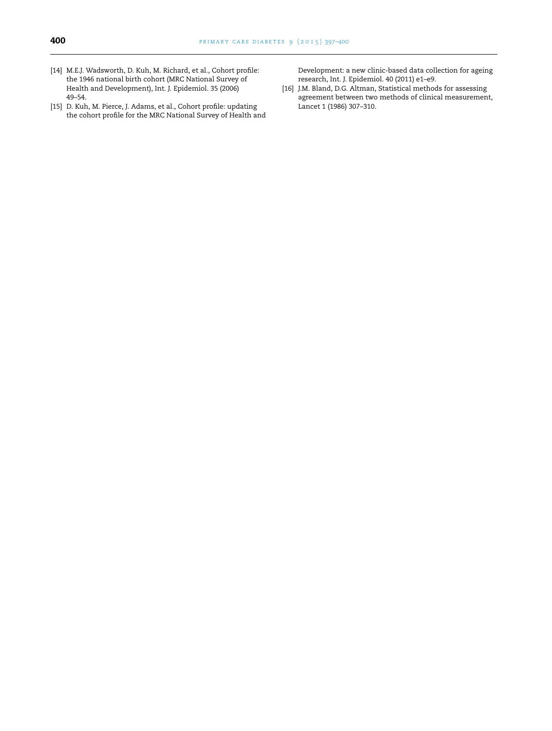[14] M.E.J. Wadsworth, D. Kuh, M. Richard, et al., Cohort profile: the 1946 national birth cohort (MRC National Survey of Health and Development), Int. J. Epidemiol. 35 (2006) 49–54.

[15] D. Kuh, M. Pierce, J. Adams, et al., Cohort profile: updating the cohort profile for the MRC National Survey of Health and Development: a new clinic-based data collection for ageing research, Int. J. Epidemiol. 40 (2011) e1–e9.

[16] J.M. Bland, D.G. Altman, Statistical methods for assessing agreement between two methods of clinical measurement, Lancet 1 (1986) 307–310.